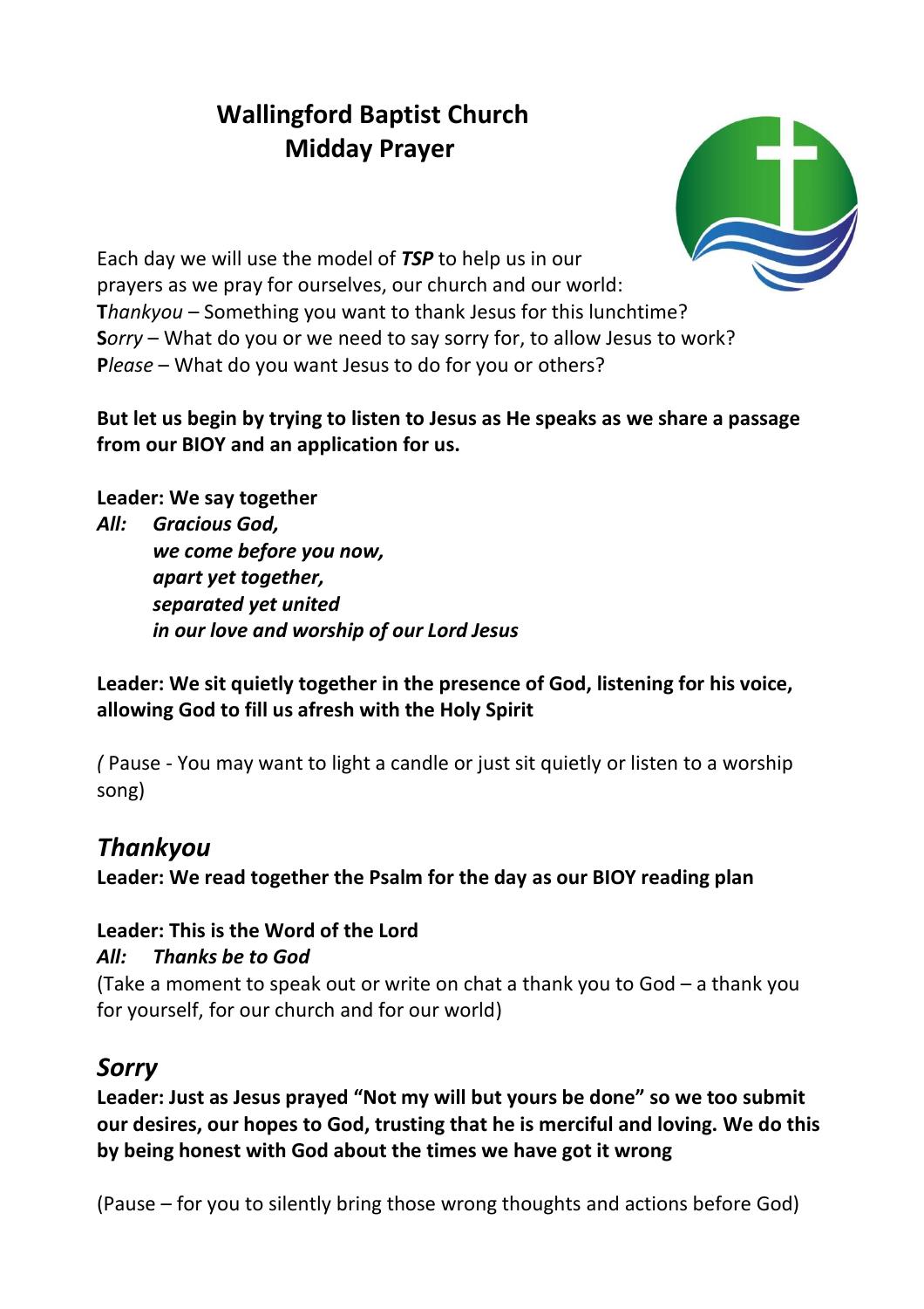# Wallingford Baptist Church
## Midday Prayer

Each day we will use the model of ***TSP*** to help us in our prayers as we pray for ourselves, our church and our world:
**T***hankyou* – Something you want to thank Jesus for this lunchtime?
**S***orry* – What do you or we need to say sorry for, to allow Jesus to work?
**P***lease* – What do you want Jesus to do for you or others?

**But let us begin by trying to listen to Jesus as He speaks as we share a passage from our BIOY and an application for us.**

**Leader: We say together**
***All:*** ***Gracious God,***
***we come before you now,***
***apart yet together,***
***separated yet united***
***in our love and worship of our Lord Jesus***

**Leader: We sit quietly together in the presence of God, listening for his voice, allowing God to fill us afresh with the Holy Spirit**

*(* Pause - You may want to light a candle or just sit quietly or listen to a worship song)

## *Thankyou*

**Leader: We read together the Psalm for the day as our BIOY reading plan**

**Leader: This is the Word of the Lord**
***All:*** ***Thanks be to God***
(Take a moment to speak out or write on chat a thank you to God – a thank you for yourself, for our church and for our world)

## *Sorry*

**Leader: Just as Jesus prayed "Not my will but yours be done" so we too submit our desires, our hopes to God, trusting that he is merciful and loving. We do this by being honest with God about the times we have got it wrong**

(Pause – for you to silently bring those wrong thoughts and actions before God)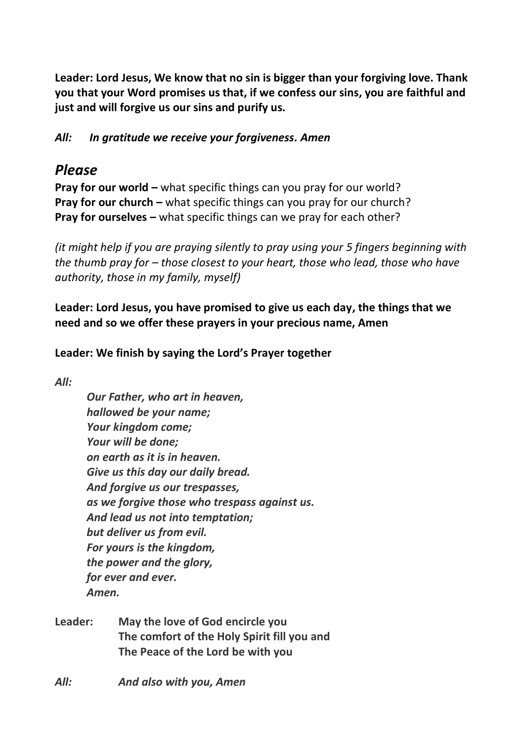**Leader: Lord Jesus, We know that no sin is bigger than your forgiving love. Thank you that your Word promises us that, if we confess our sins, you are faithful and just and will forgive us our sins and purify us.**

***All: In gratitude we receive your forgiveness. Amen***

## *Please*

**Pray for our world –** what specific things can you pray for our world?
**Pray for our church –** what specific things can you pray for our church?
**Pray for ourselves –** what specific things can we pray for each other?

*(it might help if you are praying silently to pray using your 5 fingers beginning with the thumb pray for – those closest to your heart, those who lead, those who have authority, those in my family, myself)*

**Leader: Lord Jesus, you have promised to give us each day, the things that we need and so we offer these prayers in your precious name, Amen**

**Leader: We finish by saying the Lord's Prayer together**

***All:***

> ***Our Father, who art in heaven,***
> ***hallowed be your name;***
> ***Your kingdom come;***
> ***Your will be done;***
> ***on earth as it is in heaven.***
> ***Give us this day our daily bread.***
> ***And forgive us our trespasses,***
> ***as we forgive those who trespass against us.***
> ***And lead us not into temptation;***
> ***but deliver us from evil.***
> ***For yours is the kingdom,***
> ***the power and the glory,***
> ***for ever and ever.***
> ***Amen.***

**Leader: May the love of God encircle you**
**The comfort of the Holy Spirit fill you and**
**The Peace of the Lord be with you**

***All: And also with you, Amen***